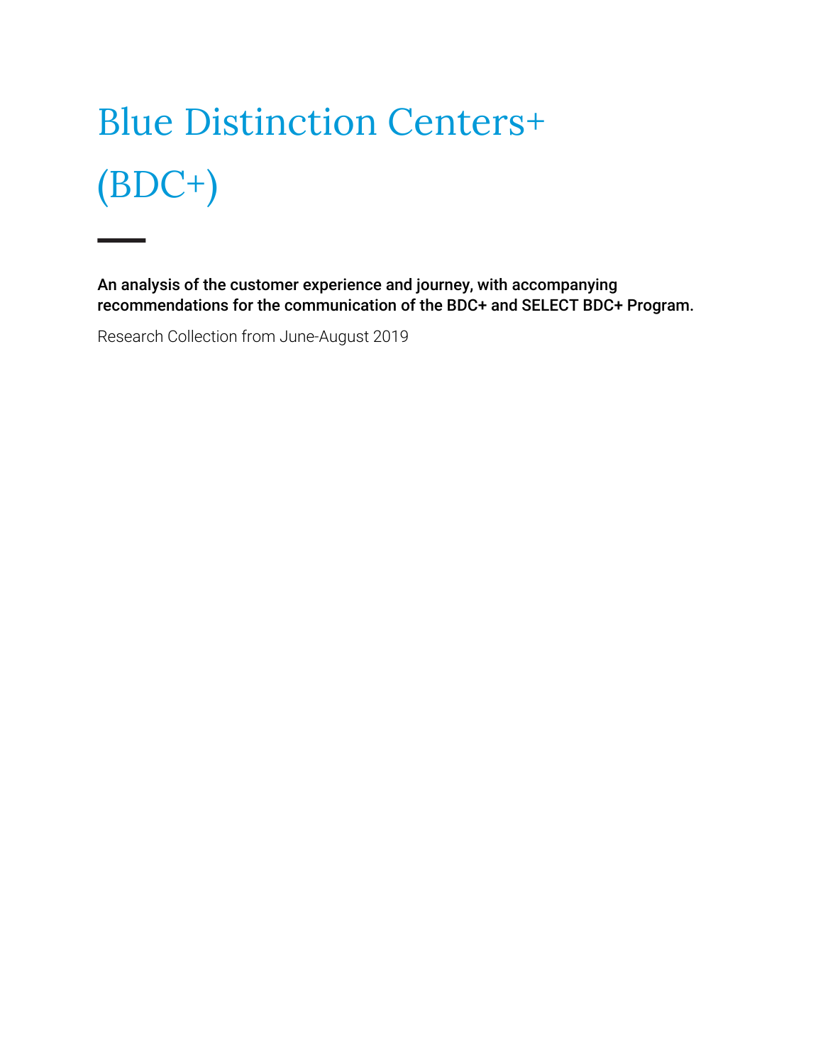# Blue Distinction Centers+ (BDC+)

**An analysis of the customer experience and journey, with accompanying recommendations for the communication of the BDC+ and SELECT BDC+ Program.**

Research Collection from June-August 2019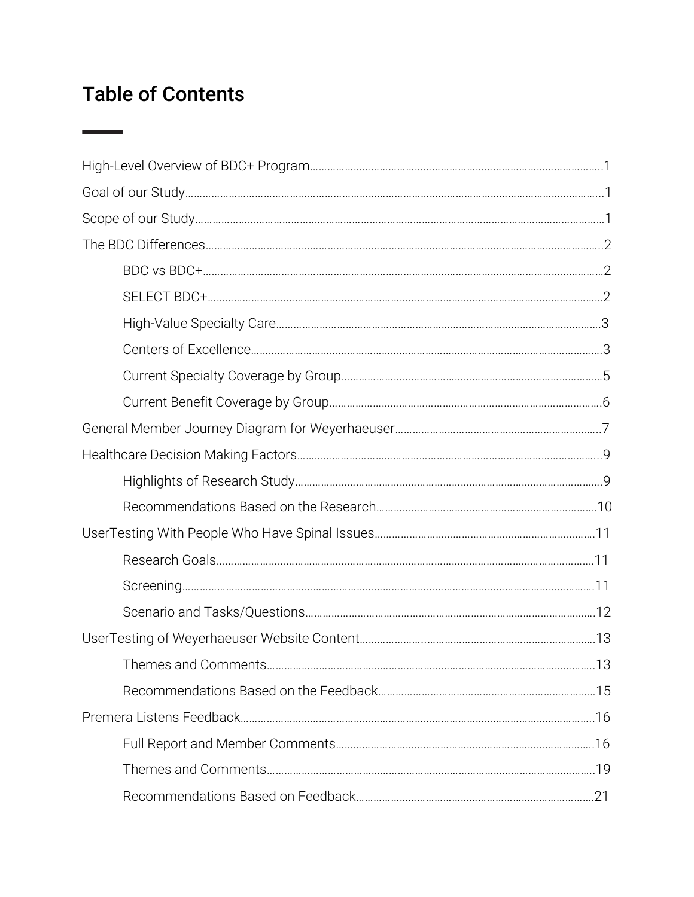# Table of Contents

High-Level Overview of BDC+ Program………………………………………………………………………………….1

Goal of our Study………………………………………………………………………………………………………………..1

Scope of our Study………………………………………………………………………………………………………………1

The BDC Differences……………………………………………………………………………………………………………2

- BDC vs BDC+……………………………………………………………………………………………………………2
- SELECT BDC+…………………………………………………………………………………………………………2
- High-Value Specialty Care…………………………………………………………………………………………3
- Centers of Excellence………………………………………………………………………………………………3
- Current Specialty Coverage by Group…………………………………………………………………………5
- Current Benefit Coverage by Group……………………………………………………………………………6

General Member Journey Diagram for Weyerhaeuser……………………………………………………………..7

Healthcare Decision Making Factors………………………………………………………………………………………..9

- Highlights of Research Study……………………………………………………………………………………9
- Recommendations Based on the Research…………………………………………………………………10

UserTesting With People Who Have Spinal Issues……………………………………………………………………11

- Research Goals………………………………………………………………………………………………………11
- Screening………………………………………………………………………………………………………………11
- Scenario and Tasks/Questions……………………………………………………………………………………12

UserTesting of Weyerhaeuser Website Content…………………………………………………………………………13

- Themes and Comments………………………………………………………………………………………………13
- Recommendations Based on the Feedback………………………………………………………………………15

Premera Listens Feedback……………………………………………………………………………………………………16

- Full Report and Member Comments……………………………………………………………………………16
- Themes and Comments…………………………………………………………………………………………….19
- Recommendations Based on Feedback………………………………………………………………………21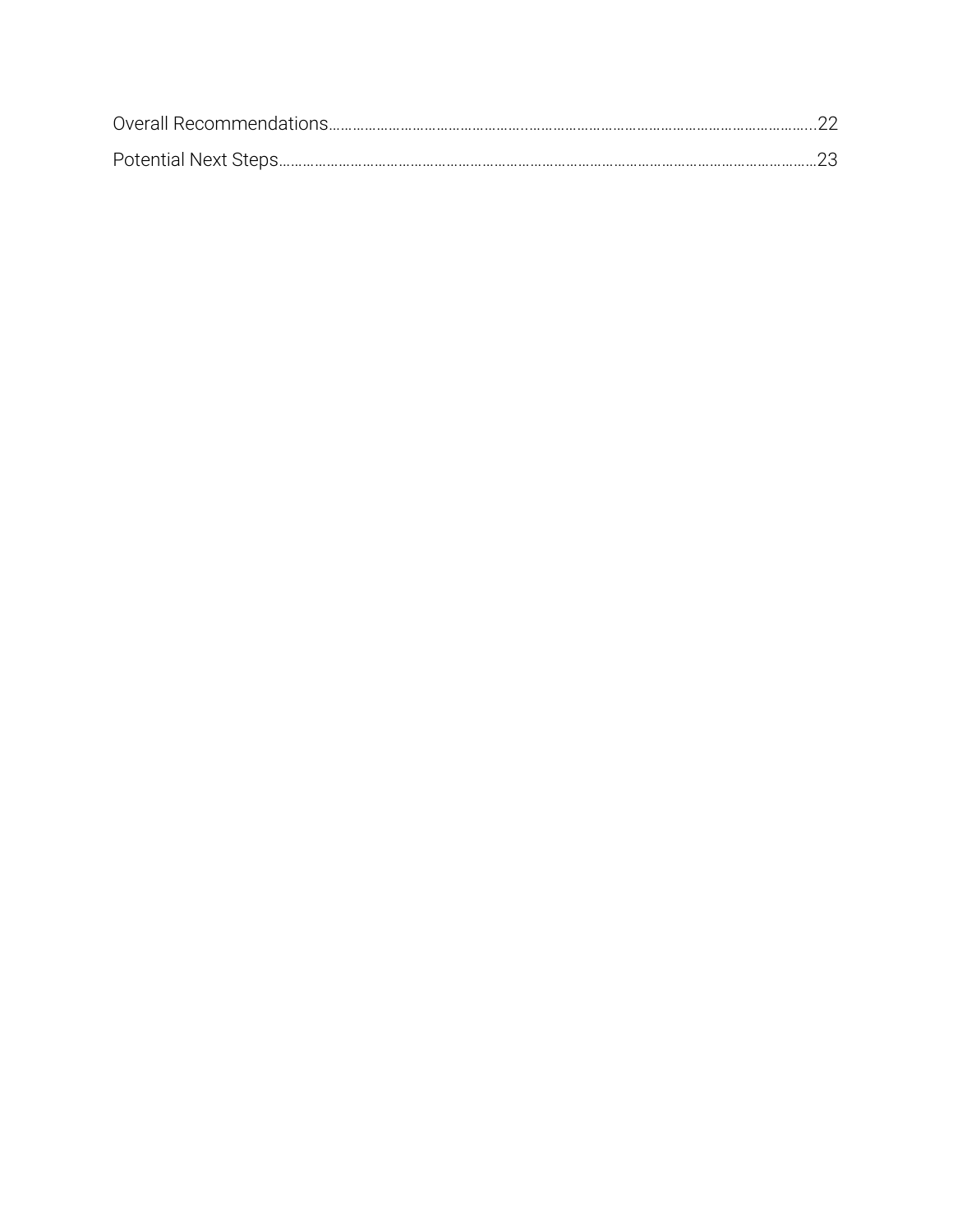Overall Recommendations……………………………………………..…………………………………………………………..22

Potential Next Steps………………………………………………………………………………………………………………23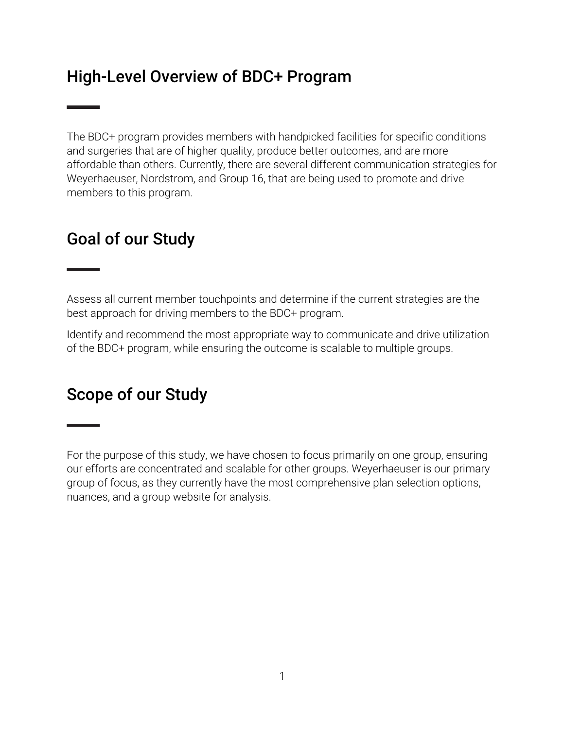## High-Level Overview of BDC+ Program

The BDC+ program provides members with handpicked facilities for specific conditions and surgeries that are of higher quality, produce better outcomes, and are more affordable than others. Currently, there are several different communication strategies for Weyerhaeuser, Nordstrom, and Group 16, that are being used to promote and drive members to this program.

## Goal of our Study

Assess all current member touchpoints and determine if the current strategies are the best approach for driving members to the BDC+ program.

Identify and recommend the most appropriate way to communicate and drive utilization of the BDC+ program, while ensuring the outcome is scalable to multiple groups.

## Scope of our Study

For the purpose of this study, we have chosen to focus primarily on one group, ensuring our efforts are concentrated and scalable for other groups. Weyerhaeuser is our primary group of focus, as they currently have the most comprehensive plan selection options, nuances, and a group website for analysis.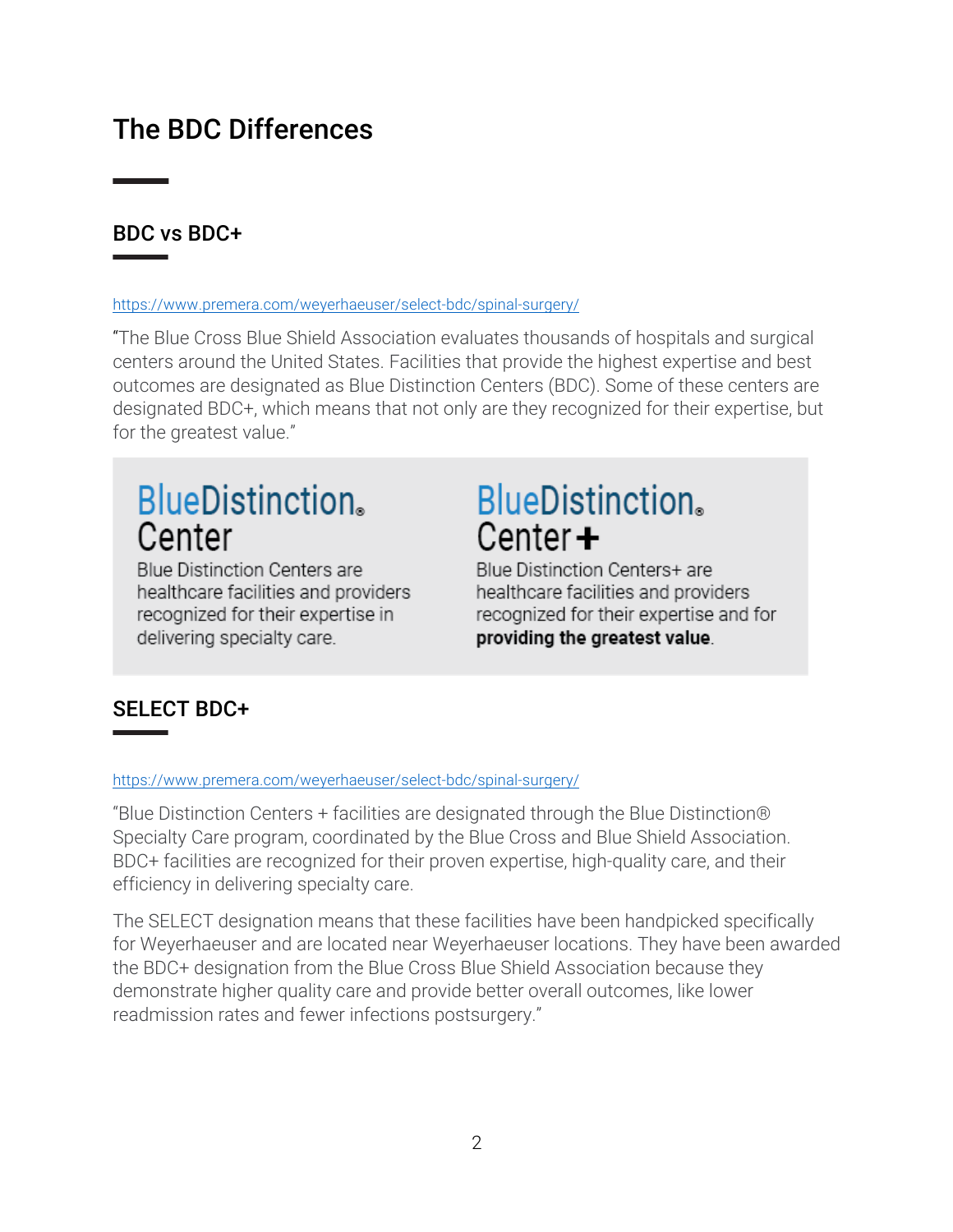# The BDC Differences

## BDC vs BDC+

https://www.premera.com/weyerhaeuser/select-bdc/spinal-surgery/

"The Blue Cross Blue Shield Association evaluates thousands of hospitals and surgical centers around the United States. Facilities that provide the highest expertise and best outcomes are designated as Blue Distinction Centers (BDC). Some of these centers are designated BDC+, which means that not only are they recognized for their expertise, but for the greatest value."

**BlueDistinction® Center**

Blue Distinction Centers are healthcare facilities and providers recognized for their expertise in delivering specialty care.

**BlueDistinction® Center+**

Blue Distinction Centers+ are healthcare facilities and providers recognized for their expertise and for **providing the greatest value**.

## SELECT BDC+

https://www.premera.com/weyerhaeuser/select-bdc/spinal-surgery/

"Blue Distinction Centers + facilities are designated through the Blue Distinction® Specialty Care program, coordinated by the Blue Cross and Blue Shield Association. BDC+ facilities are recognized for their proven expertise, high-quality care, and their efficiency in delivering specialty care.

The SELECT designation means that these facilities have been handpicked specifically for Weyerhaeuser and are located near Weyerhaeuser locations. They have been awarded the BDC+ designation from the Blue Cross Blue Shield Association because they demonstrate higher quality care and provide better overall outcomes, like lower readmission rates and fewer infections postsurgery."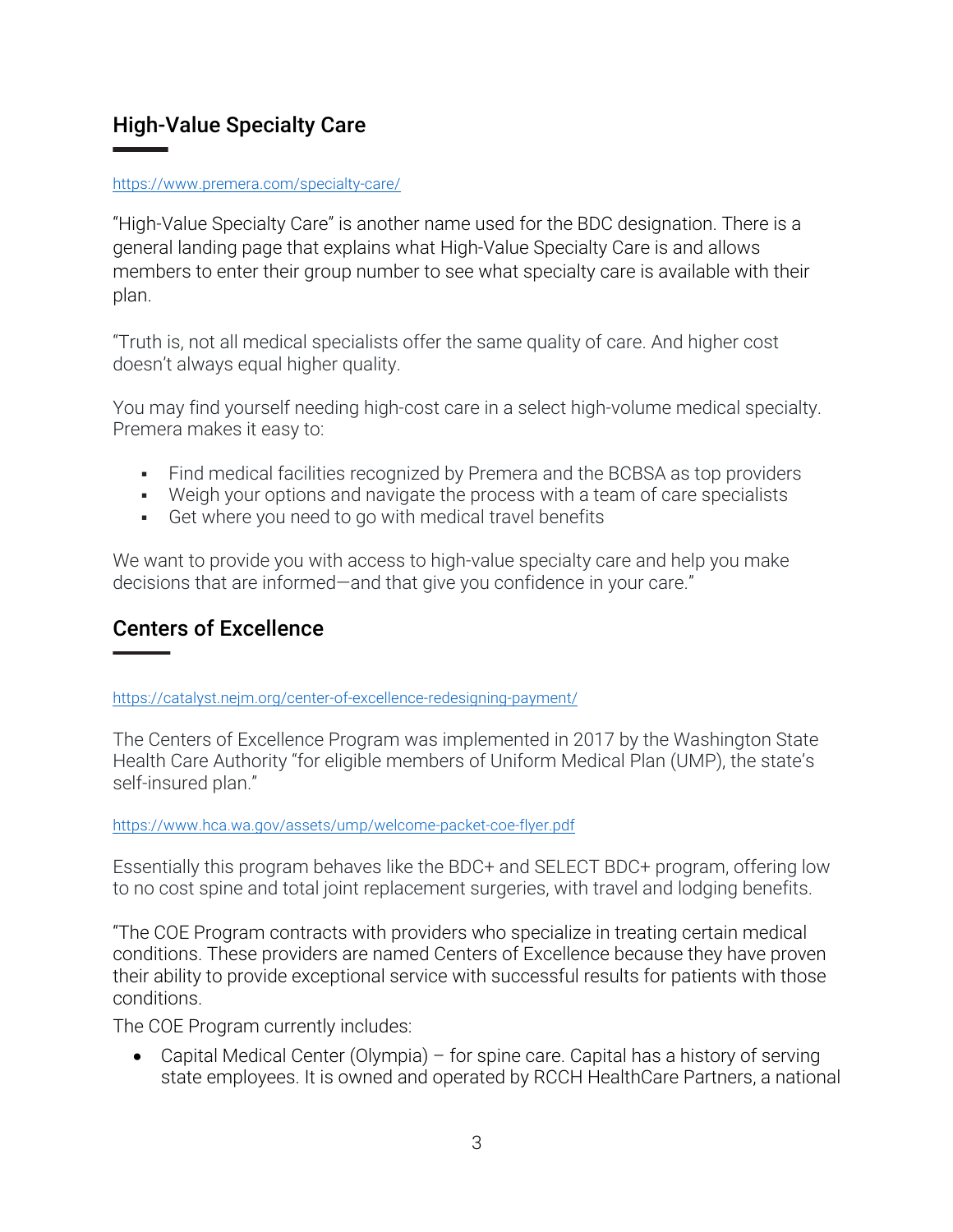## High-Value Specialty Care

https://www.premera.com/specialty-care/

"High-Value Specialty Care" is another name used for the BDC designation. There is a general landing page that explains what High-Value Specialty Care is and allows members to enter their group number to see what specialty care is available with their plan.

"Truth is, not all medical specialists offer the same quality of care. And higher cost doesn't always equal higher quality.

You may find yourself needing high-cost care in a select high-volume medical specialty. Premera makes it easy to:

- Find medical facilities recognized by Premera and the BCBSA as top providers
- Weigh your options and navigate the process with a team of care specialists
- Get where you need to go with medical travel benefits

We want to provide you with access to high-value specialty care and help you make decisions that are informed—and that give you confidence in your care."

## Centers of Excellence

https://catalyst.nejm.org/center-of-excellence-redesigning-payment/

The Centers of Excellence Program was implemented in 2017 by the Washington State Health Care Authority "for eligible members of Uniform Medical Plan (UMP), the state's self-insured plan."

https://www.hca.wa.gov/assets/ump/welcome-packet-coe-flyer.pdf

Essentially this program behaves like the BDC+ and SELECT BDC+ program, offering low to no cost spine and total joint replacement surgeries, with travel and lodging benefits.

"The COE Program contracts with providers who specialize in treating certain medical conditions. These providers are named Centers of Excellence because they have proven their ability to provide exceptional service with successful results for patients with those conditions.

The COE Program currently includes:

- Capital Medical Center (Olympia) – for spine care. Capital has a history of serving state employees. It is owned and operated by RCCH HealthCare Partners, a national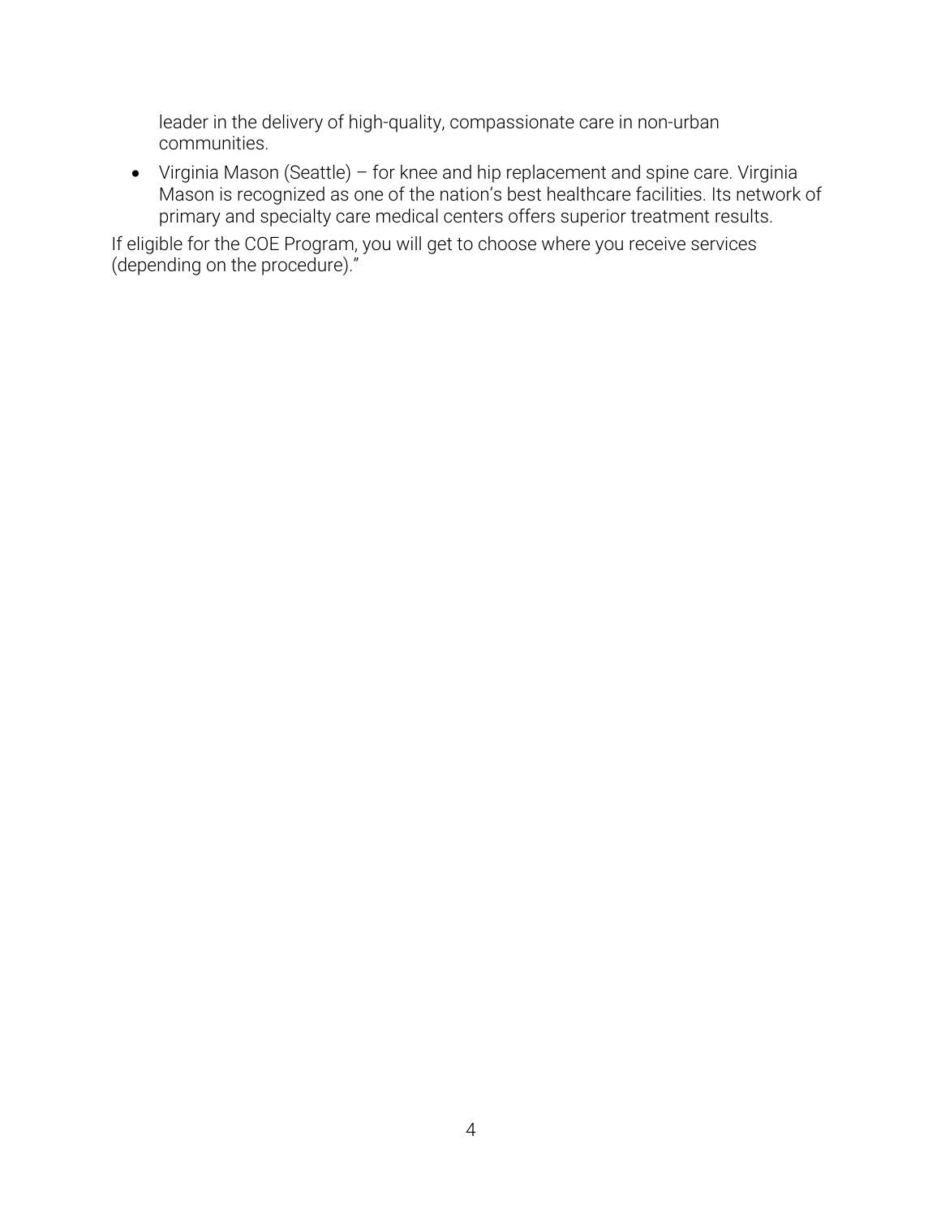leader in the delivery of high-quality, compassionate care in non-urban communities.

- Virginia Mason (Seattle) – for knee and hip replacement and spine care. Virginia Mason is recognized as one of the nation's best healthcare facilities. Its network of primary and specialty care medical centers offers superior treatment results.

If eligible for the COE Program, you will get to choose where you receive services (depending on the procedure)."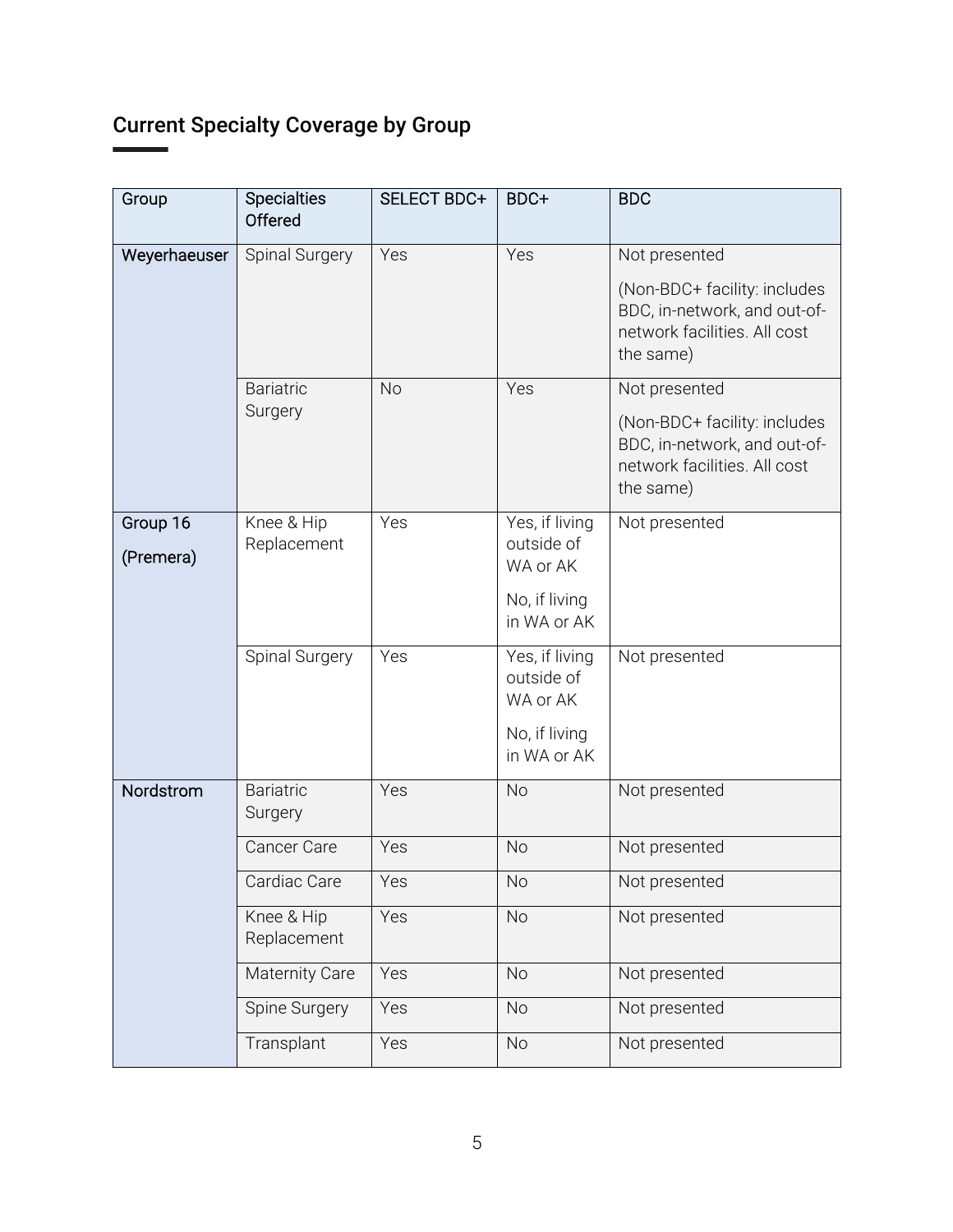## Current Specialty Coverage by Group

| Group | Specialties Offered | SELECT BDC+ | BDC+ | BDC |
| --- | --- | --- | --- | --- |
| Weyerhaeuser | Spinal Surgery | Yes | Yes | Not presented (Non-BDC+ facility: includes BDC, in-network, and out-of-network facilities. All cost the same) |
| | Bariatric Surgery | No | Yes | Not presented (Non-BDC+ facility: includes BDC, in-network, and out-of-network facilities. All cost the same) |
| Group 16 (Premera) | Knee & Hip Replacement | Yes | Yes, if living outside of WA or AK; No, if living in WA or AK | Not presented |
| | Spinal Surgery | Yes | Yes, if living outside of WA or AK; No, if living in WA or AK | Not presented |
| Nordstrom | Bariatric Surgery | Yes | No | Not presented |
| | Cancer Care | Yes | No | Not presented |
| | Cardiac Care | Yes | No | Not presented |
| | Knee & Hip Replacement | Yes | No | Not presented |
| | Maternity Care | Yes | No | Not presented |
| | Spine Surgery | Yes | No | Not presented |
| | Transplant | Yes | No | Not presented |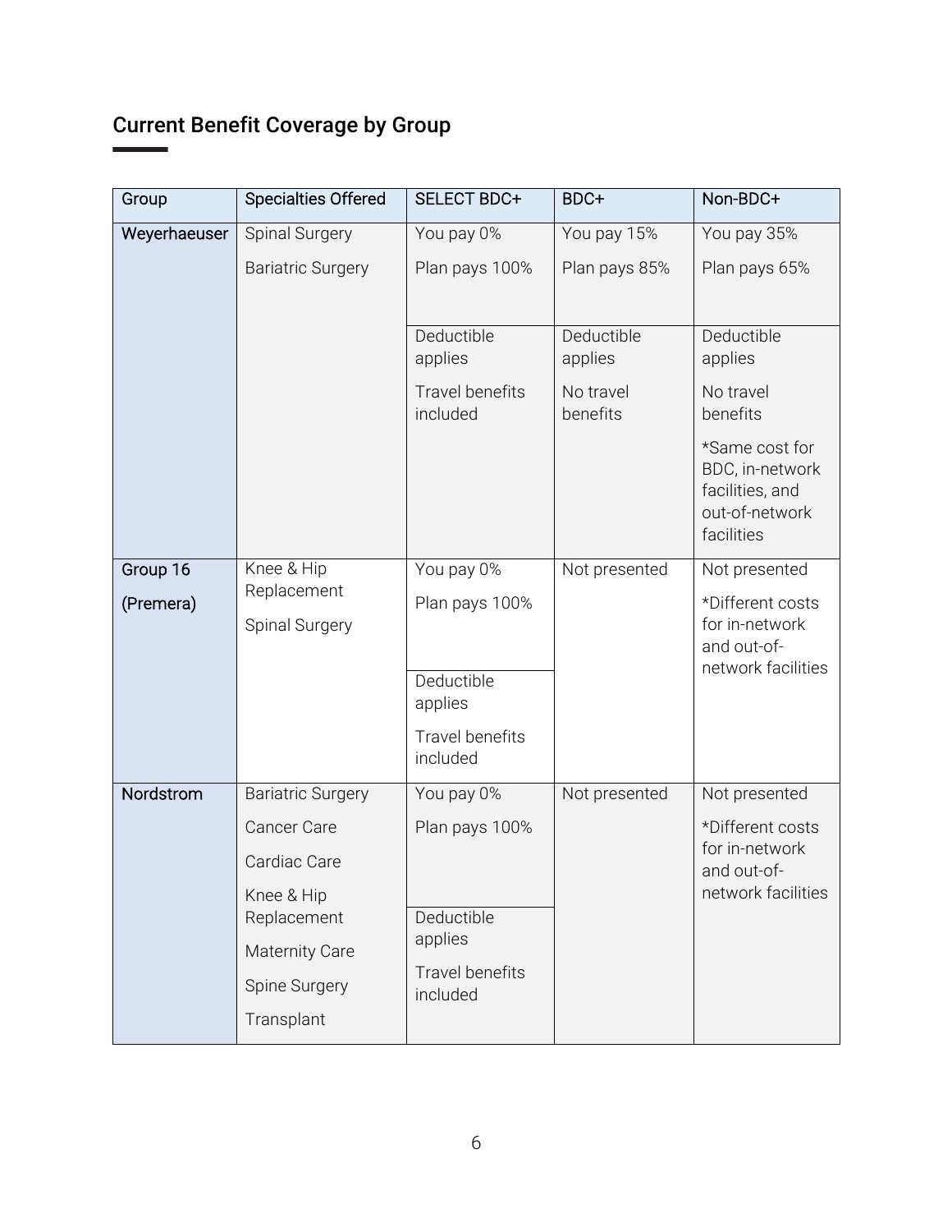## Current Benefit Coverage by Group

| Group | Specialties Offered | SELECT BDC+ | BDC+ | Non-BDC+ |
|---|---|---|---|---|
| Weyerhaeuser | Spinal Surgery<br>Bariatric Surgery | You pay 0%<br>Plan pays 100% | You pay 15%<br>Plan pays 85% | You pay 35%<br>Plan pays 65% |
| | | Deductible applies<br>Travel benefits included | Deductible applies<br>No travel benefits | Deductible applies<br>No travel benefits<br>*Same cost for BDC, in-network facilities, and out-of-network facilities |
| Group 16<br>(Premera) | Knee & Hip Replacement<br>Spinal Surgery | You pay 0%<br>Plan pays 100% | Not presented | Not presented<br>*Different costs for in-network and out-of-network facilities |
| | | Deductible applies<br>Travel benefits included | | |
| Nordstrom | Bariatric Surgery<br>Cancer Care<br>Cardiac Care<br>Knee & Hip Replacement<br>Maternity Care<br>Spine Surgery<br>Transplant | You pay 0%<br>Plan pays 100% | Not presented | Not presented<br>*Different costs for in-network and out-of-network facilities |
| | | Deductible applies<br>Travel benefits included | | |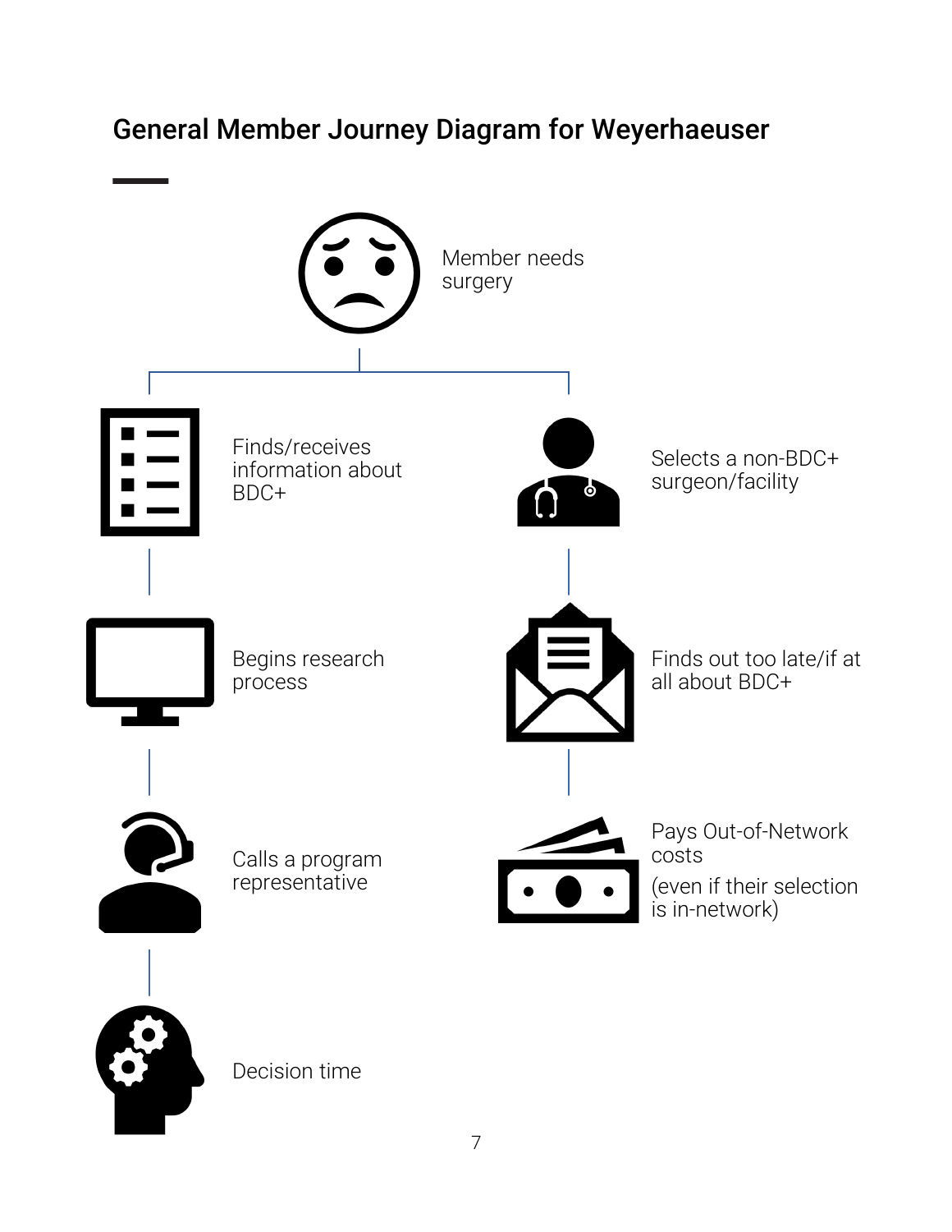## General Member Journey Diagram for Weyerhaeuser

Member needs surgery

Finds/receives information about BDC+

Begins research process

Calls a program representative

Decision time

Selects a non-BDC+ surgeon/facility

Finds out too late/if at all about BDC+

Pays Out-of-Network costs

(even if their selection is in-network)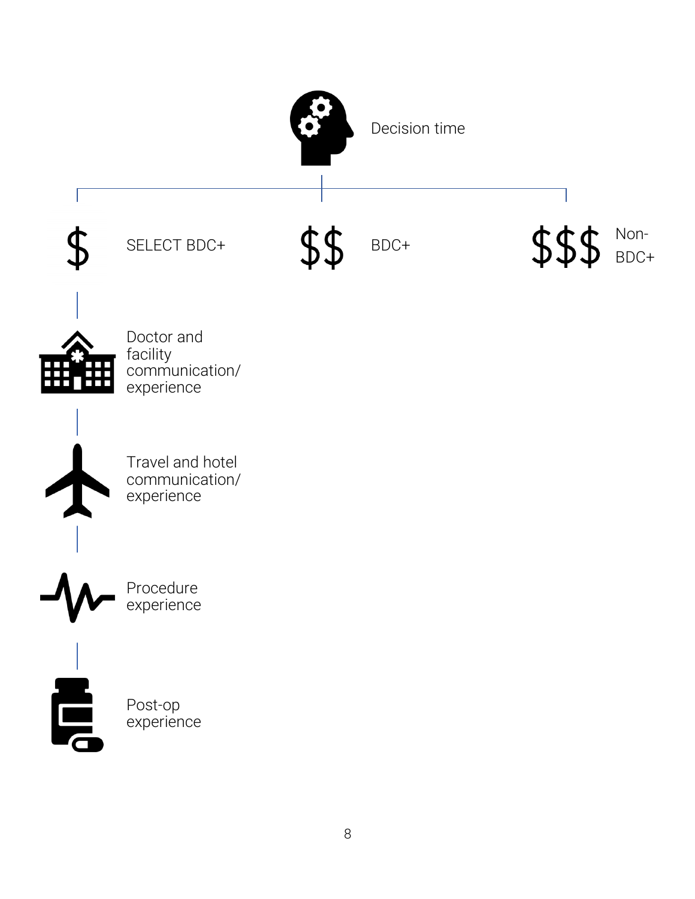Decision time

$ SELECT BDC+

$$ BDC+

$$$ Non-BDC+

Doctor and facility communication/ experience

Travel and hotel communication/ experience

Procedure experience

Post-op experience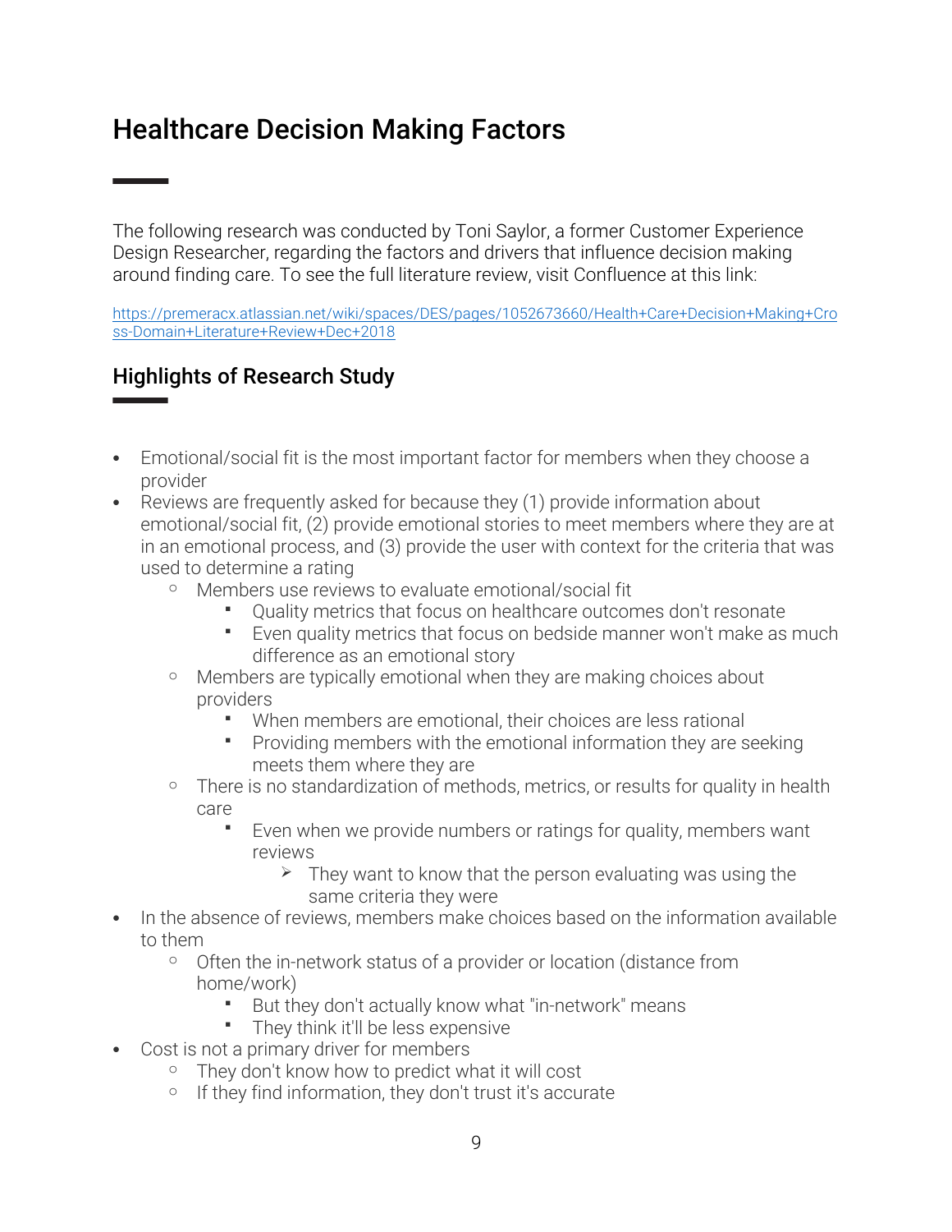# Healthcare Decision Making Factors

The following research was conducted by Toni Saylor, a former Customer Experience Design Researcher, regarding the factors and drivers that influence decision making around finding care. To see the full literature review, visit Confluence at this link:

[https://premeracx.atlassian.net/wiki/spaces/DES/pages/1052673660/Health+Care+Decision+Making+Cross-Domain+Literature+Review+Dec+2018](https://premeracx.atlassian.net/wiki/spaces/DES/pages/1052673660/Health+Care+Decision+Making+Cross-Domain+Literature+Review+Dec+2018)

## Highlights of Research Study

- Emotional/social fit is the most important factor for members when they choose a provider
- Reviews are frequently asked for because they (1) provide information about emotional/social fit, (2) provide emotional stories to meet members where they are at in an emotional process, and (3) provide the user with context for the criteria that was used to determine a rating
    - Members use reviews to evaluate emotional/social fit
        - Quality metrics that focus on healthcare outcomes don't resonate
        - Even quality metrics that focus on bedside manner won't make as much difference as an emotional story
    - Members are typically emotional when they are making choices about providers
        - When members are emotional, their choices are less rational
        - Providing members with the emotional information they are seeking meets them where they are
    - There is no standardization of methods, metrics, or results for quality in health care
        - Even when we provide numbers or ratings for quality, members want reviews
            - They want to know that the person evaluating was using the same criteria they were
- In the absence of reviews, members make choices based on the information available to them
    - Often the in-network status of a provider or location (distance from home/work)
        - But they don't actually know what "in-network" means
        - They think it'll be less expensive
- Cost is not a primary driver for members
    - They don't know how to predict what it will cost
    - If they find information, they don't trust it's accurate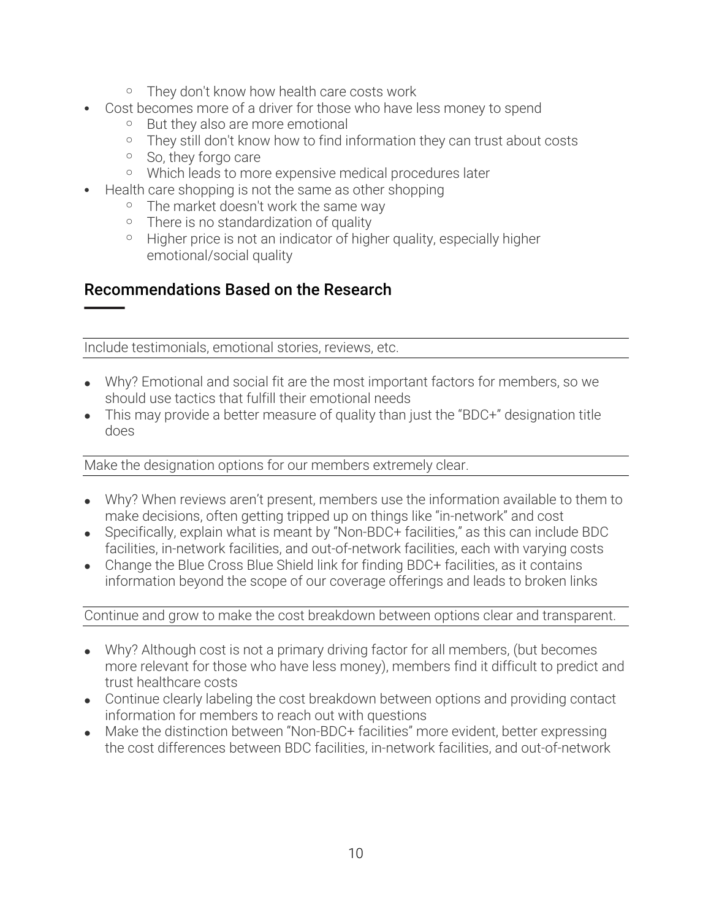- They don't know how health care costs work
- Cost becomes more of a driver for those who have less money to spend
    - But they also are more emotional
    - They still don't know how to find information they can trust about costs
    - So, they forgo care
    - Which leads to more expensive medical procedures later
- Health care shopping is not the same as other shopping
    - The market doesn't work the same way
    - There is no standardization of quality
    - Higher price is not an indicator of higher quality, especially higher emotional/social quality

## Recommendations Based on the Research

Include testimonials, emotional stories, reviews, etc.

- Why? Emotional and social fit are the most important factors for members, so we should use tactics that fulfill their emotional needs
- This may provide a better measure of quality than just the "BDC+" designation title does

Make the designation options for our members extremely clear.

- Why? When reviews aren't present, members use the information available to them to make decisions, often getting tripped up on things like "in-network" and cost
- Specifically, explain what is meant by "Non-BDC+ facilities," as this can include BDC facilities, in-network facilities, and out-of-network facilities, each with varying costs
- Change the Blue Cross Blue Shield link for finding BDC+ facilities, as it contains information beyond the scope of our coverage offerings and leads to broken links

Continue and grow to make the cost breakdown between options clear and transparent.

- Why? Although cost is not a primary driving factor for all members, (but becomes more relevant for those who have less money), members find it difficult to predict and trust healthcare costs
- Continue clearly labeling the cost breakdown between options and providing contact information for members to reach out with questions
- Make the distinction between "Non-BDC+ facilities" more evident, better expressing the cost differences between BDC facilities, in-network facilities, and out-of-network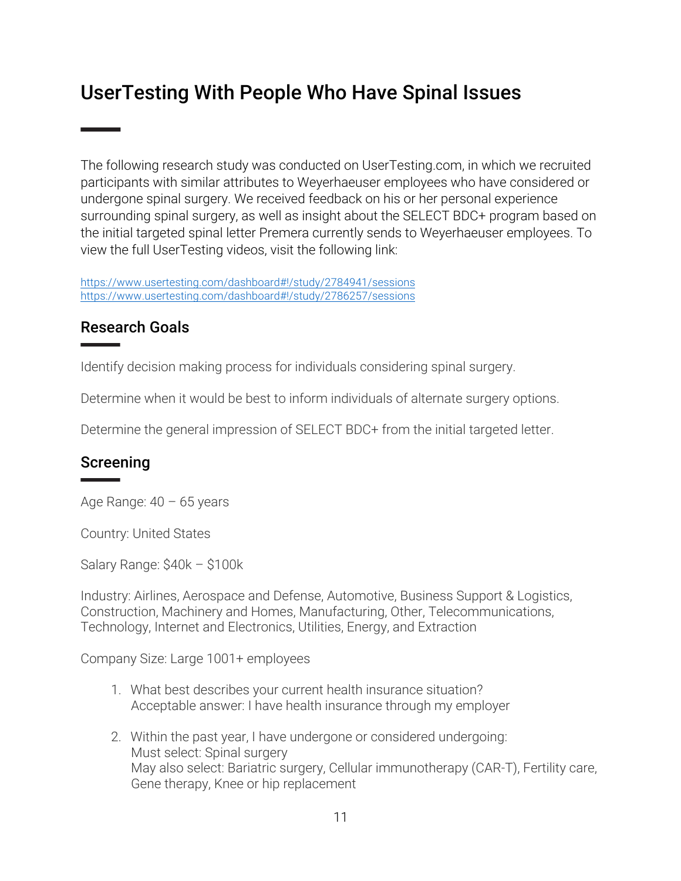# UserTesting With People Who Have Spinal Issues

The following research study was conducted on UserTesting.com, in which we recruited participants with similar attributes to Weyerhaeuser employees who have considered or undergone spinal surgery. We received feedback on his or her personal experience surrounding spinal surgery, as well as insight about the SELECT BDC+ program based on the initial targeted spinal letter Premera currently sends to Weyerhaeuser employees. To view the full UserTesting videos, visit the following link:

https://www.usertesting.com/dashboard#!/study/2784941/sessions
https://www.usertesting.com/dashboard#!/study/2786257/sessions

## Research Goals

Identify decision making process for individuals considering spinal surgery.

Determine when it would be best to inform individuals of alternate surgery options.

Determine the general impression of SELECT BDC+ from the initial targeted letter.

## Screening

Age Range: 40 – 65 years

Country: United States

Salary Range: $40k – $100k

Industry: Airlines, Aerospace and Defense, Automotive, Business Support & Logistics, Construction, Machinery and Homes, Manufacturing, Other, Telecommunications, Technology, Internet and Electronics, Utilities, Energy, and Extraction

Company Size: Large 1001+ employees

1. What best describes your current health insurance situation?
   Acceptable answer: I have health insurance through my employer

2. Within the past year, I have undergone or considered undergoing:
   Must select: Spinal surgery
   May also select: Bariatric surgery, Cellular immunotherapy (CAR-T), Fertility care, Gene therapy, Knee or hip replacement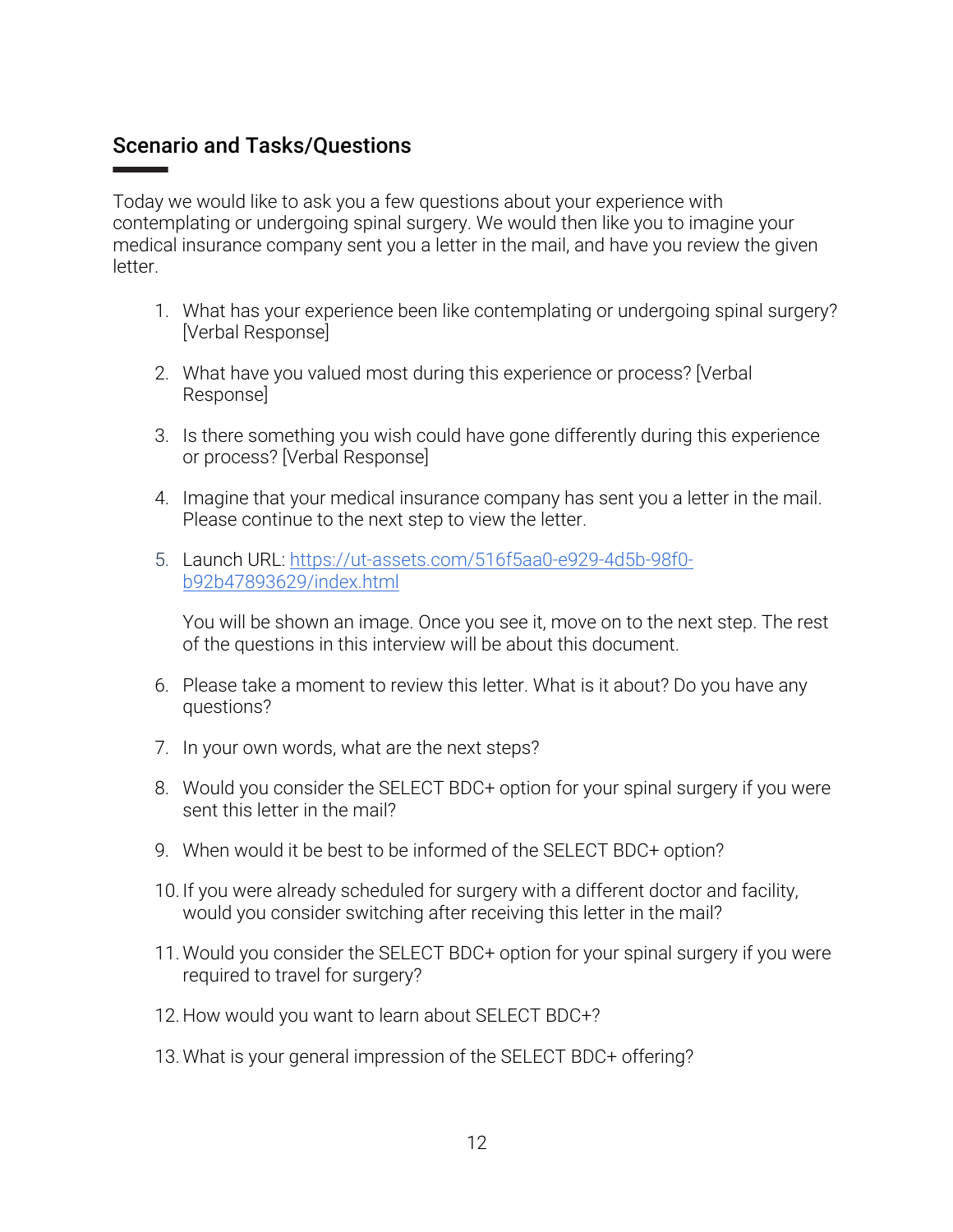## Scenario and Tasks/Questions

Today we would like to ask you a few questions about your experience with contemplating or undergoing spinal surgery. We would then like you to imagine your medical insurance company sent you a letter in the mail, and have you review the given letter.

1. What has your experience been like contemplating or undergoing spinal surgery? [Verbal Response]

2. What have you valued most during this experience or process? [Verbal Response]

3. Is there something you wish could have gone differently during this experience or process? [Verbal Response]

4. Imagine that your medical insurance company has sent you a letter in the mail. Please continue to the next step to view the letter.

5. Launch URL: [https://ut-assets.com/516f5aa0-e929-4d5b-98f0-b92b47893629/index.html](https://ut-assets.com/516f5aa0-e929-4d5b-98f0-b92b47893629/index.html)

   You will be shown an image. Once you see it, move on to the next step. The rest of the questions in this interview will be about this document.

6. Please take a moment to review this letter. What is it about? Do you have any questions?

7. In your own words, what are the next steps?

8. Would you consider the SELECT BDC+ option for your spinal surgery if you were sent this letter in the mail?

9. When would it be best to be informed of the SELECT BDC+ option?

10. If you were already scheduled for surgery with a different doctor and facility, would you consider switching after receiving this letter in the mail?

11. Would you consider the SELECT BDC+ option for your spinal surgery if you were required to travel for surgery?

12. How would you want to learn about SELECT BDC+?

13. What is your general impression of the SELECT BDC+ offering?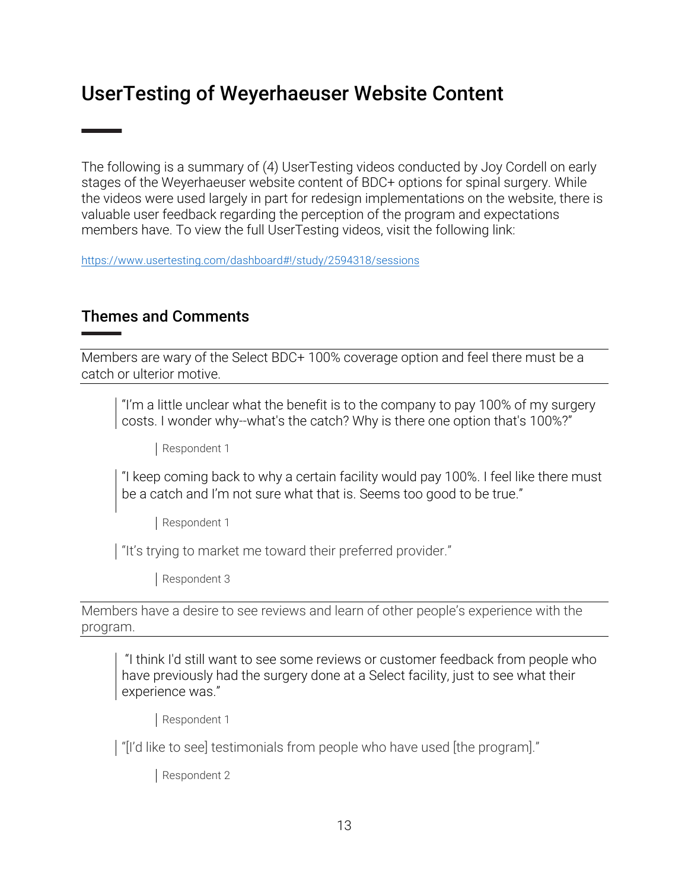# UserTesting of Weyerhaeuser Website Content

The following is a summary of (4) UserTesting videos conducted by Joy Cordell on early stages of the Weyerhaeuser website content of BDC+ options for spinal surgery. While the videos were used largely in part for redesign implementations on the website, there is valuable user feedback regarding the perception of the program and expectations members have. To view the full UserTesting videos, visit the following link:

https://www.usertesting.com/dashboard#!/study/2594318/sessions

## Themes and Comments

Members are wary of the Select BDC+ 100% coverage option and feel there must be a catch or ulterior motive.

> "I'm a little unclear what the benefit is to the company to pay 100% of my surgery costs. I wonder why--what's the catch? Why is there one option that's 100%?"
>
> Respondent 1

> "I keep coming back to why a certain facility would pay 100%. I feel like there must be a catch and I'm not sure what that is. Seems too good to be true."
>
> Respondent 1

> "It's trying to market me toward their preferred provider."
>
> Respondent 3

Members have a desire to see reviews and learn of other people's experience with the program.

> "I think I'd still want to see some reviews or customer feedback from people who have previously had the surgery done at a Select facility, just to see what their experience was."
>
> Respondent 1

> "[I'd like to see] testimonials from people who have used [the program]."
>
> Respondent 2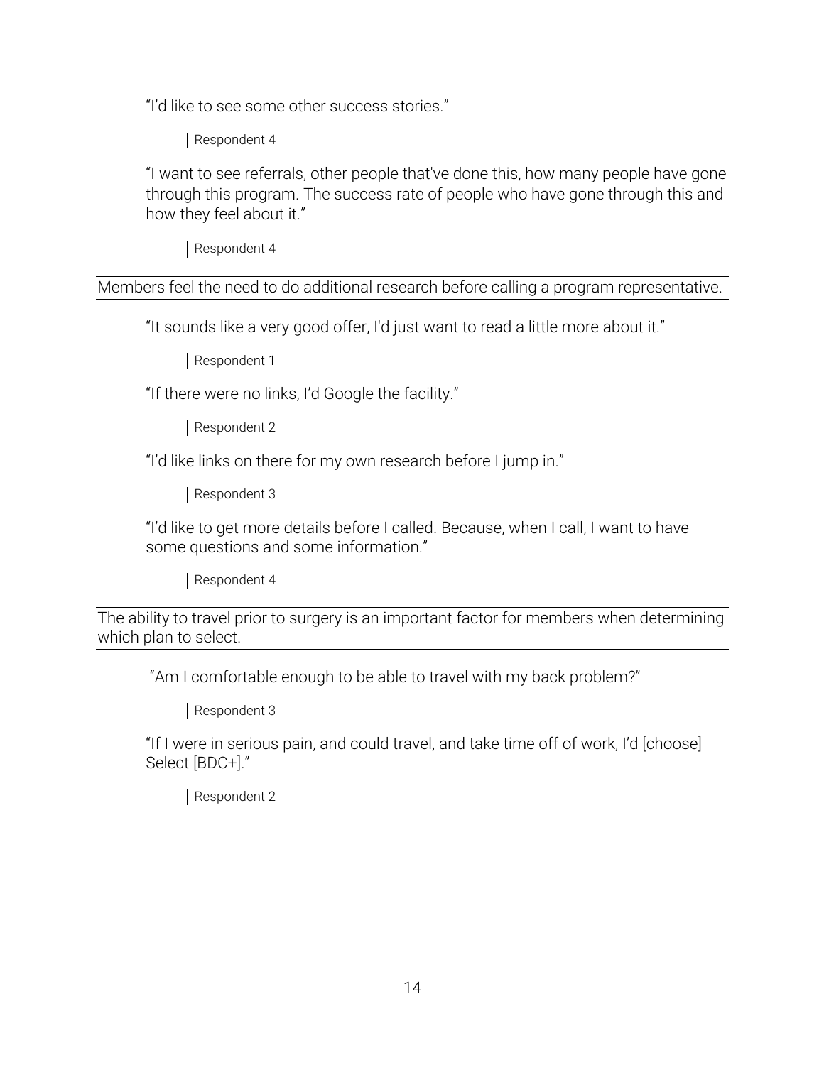> "I'd like to see some other success stories."
>
> > Respondent 4

> "I want to see referrals, other people that've done this, how many people have gone through this program. The success rate of people who have gone through this and how they feel about it."
>
> > Respondent 4

---

Members feel the need to do additional research before calling a program representative.

---

> "It sounds like a very good offer, I'd just want to read a little more about it."
>
> > Respondent 1

> "If there were no links, I'd Google the facility."
>
> > Respondent 2

> "I'd like links on there for my own research before I jump in."
>
> > Respondent 3

> "I'd like to get more details before I called. Because, when I call, I want to have some questions and some information."
>
> > Respondent 4

---

The ability to travel prior to surgery is an important factor for members when determining which plan to select.

---

> "Am I comfortable enough to be able to travel with my back problem?"
>
> > Respondent 3

> "If I were in serious pain, and could travel, and take time off of work, I'd [choose] Select [BDC+]."
>
> > Respondent 2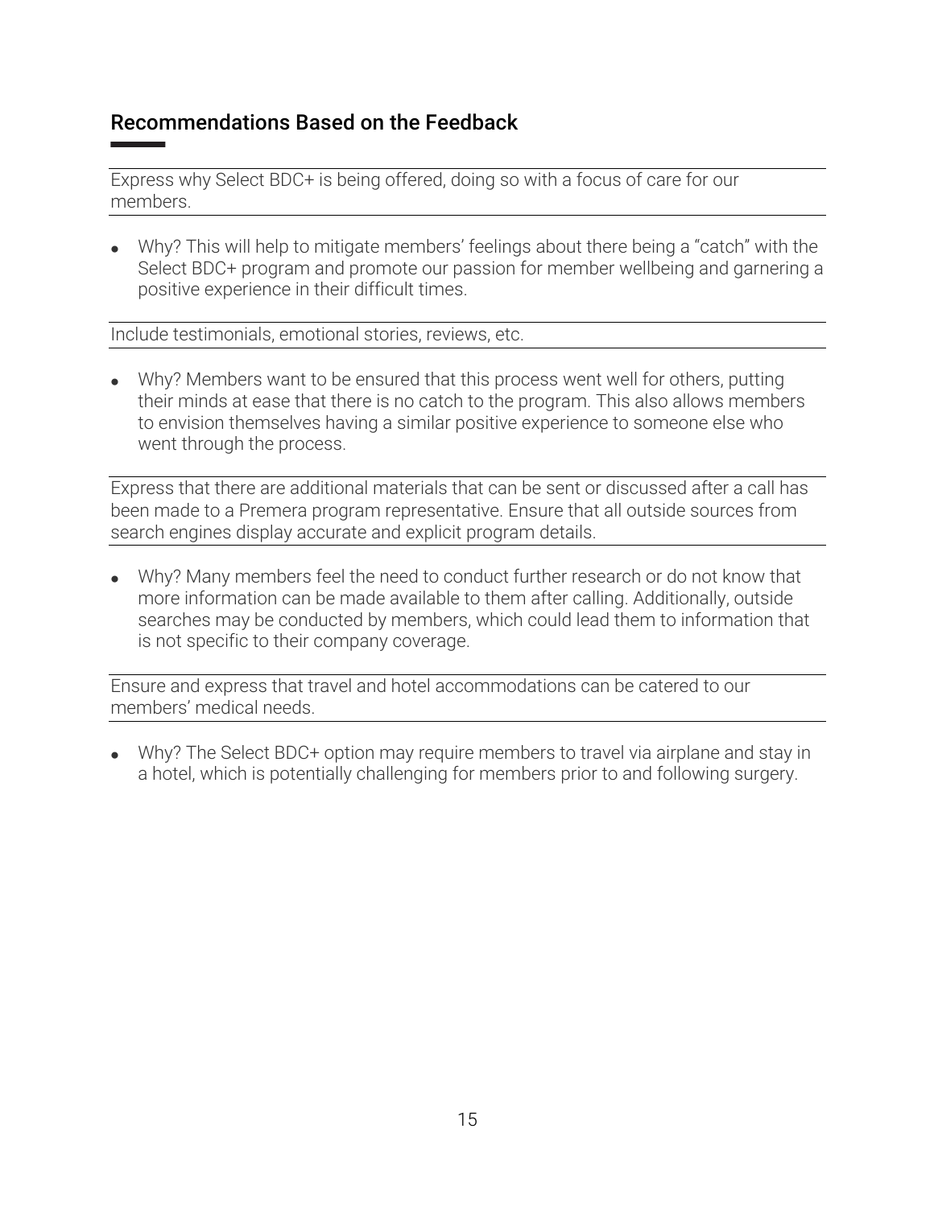## Recommendations Based on the Feedback

Express why Select BDC+ is being offered, doing so with a focus of care for our members.

- Why? This will help to mitigate members' feelings about there being a "catch" with the Select BDC+ program and promote our passion for member wellbeing and garnering a positive experience in their difficult times.

Include testimonials, emotional stories, reviews, etc.

- Why? Members want to be ensured that this process went well for others, putting their minds at ease that there is no catch to the program. This also allows members to envision themselves having a similar positive experience to someone else who went through the process.

Express that there are additional materials that can be sent or discussed after a call has been made to a Premera program representative. Ensure that all outside sources from search engines display accurate and explicit program details.

- Why? Many members feel the need to conduct further research or do not know that more information can be made available to them after calling. Additionally, outside searches may be conducted by members, which could lead them to information that is not specific to their company coverage.

Ensure and express that travel and hotel accommodations can be catered to our members' medical needs.

- Why? The Select BDC+ option may require members to travel via airplane and stay in a hotel, which is potentially challenging for members prior to and following surgery.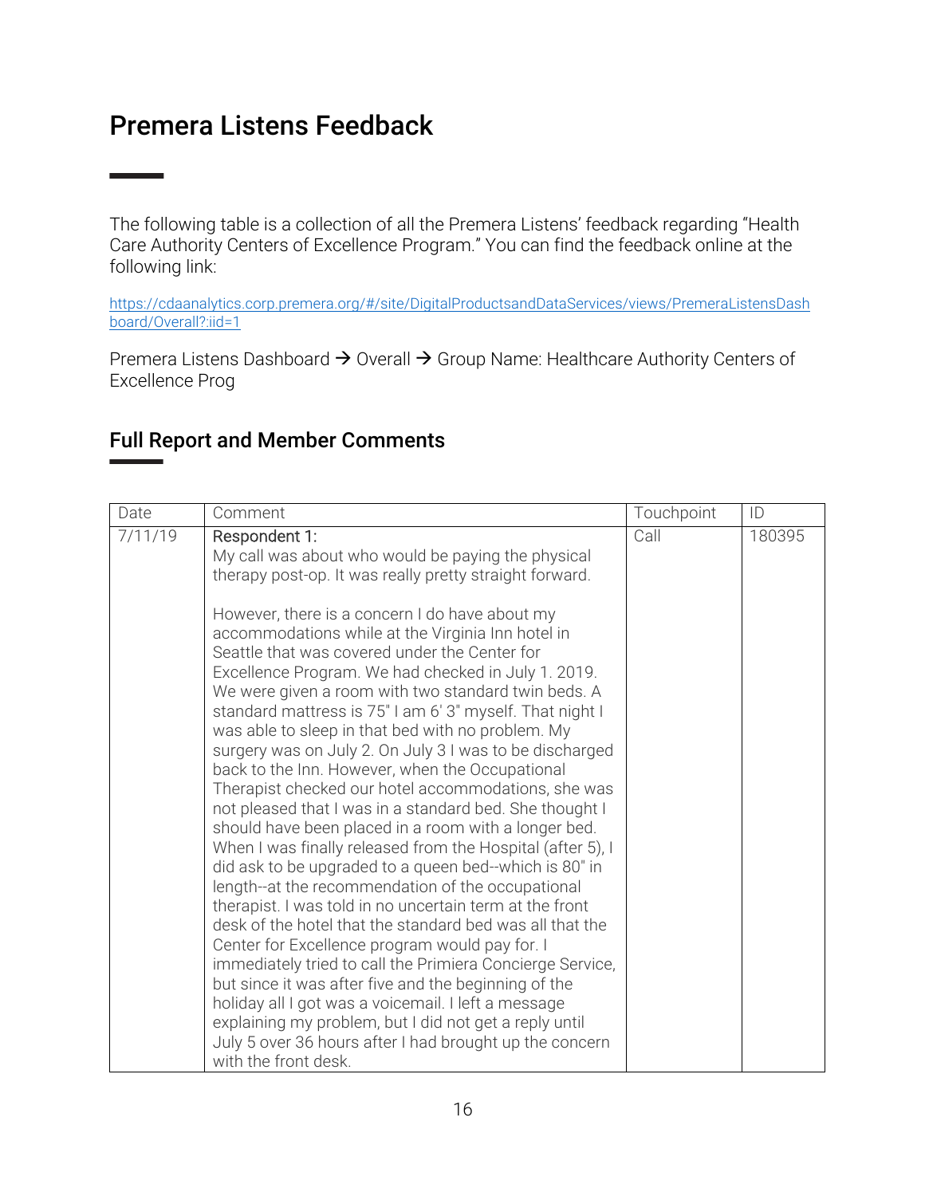# Premera Listens Feedback

The following table is a collection of all the Premera Listens' feedback regarding "Health Care Authority Centers of Excellence Program." You can find the feedback online at the following link:

https://cdaanalytics.corp.premera.org/#/site/DigitalProductsandDataServices/views/PremeraListensDashboard/Overall?:iid=1

Premera Listens Dashboard → Overall → Group Name: Healthcare Authority Centers of Excellence Prog

## Full Report and Member Comments

| Date | Comment | Touchpoint | ID |
| --- | --- | --- | --- |
| 7/11/19 | Respondent 1:<br>My call was about who would be paying the physical therapy post-op. It was really pretty straight forward.<br><br>However, there is a concern I do have about my accommodations while at the Virginia Inn hotel in Seattle that was covered under the Center for Excellence Program. We had checked in July 1. 2019. We were given a room with two standard twin beds. A standard mattress is 75" I am 6' 3" myself. That night I was able to sleep in that bed with no problem. My surgery was on July 2. On July 3 I was to be discharged back to the Inn. However, when the Occupational Therapist checked our hotel accommodations, she was not pleased that I was in a standard bed. She thought I should have been placed in a room with a longer bed. When I was finally released from the Hospital (after 5), I did ask to be upgraded to a queen bed--which is 80" in length--at the recommendation of the occupational therapist. I was told in no uncertain term at the front desk of the hotel that the standard bed was all that the Center for Excellence program would pay for. I immediately tried to call the Primiera Concierge Service, but since it was after five and the beginning of the holiday all I got was a voicemail. I left a message explaining my problem, but I did not get a reply until July 5 over 36 hours after I had brought up the concern with the front desk. | Call | 180395 |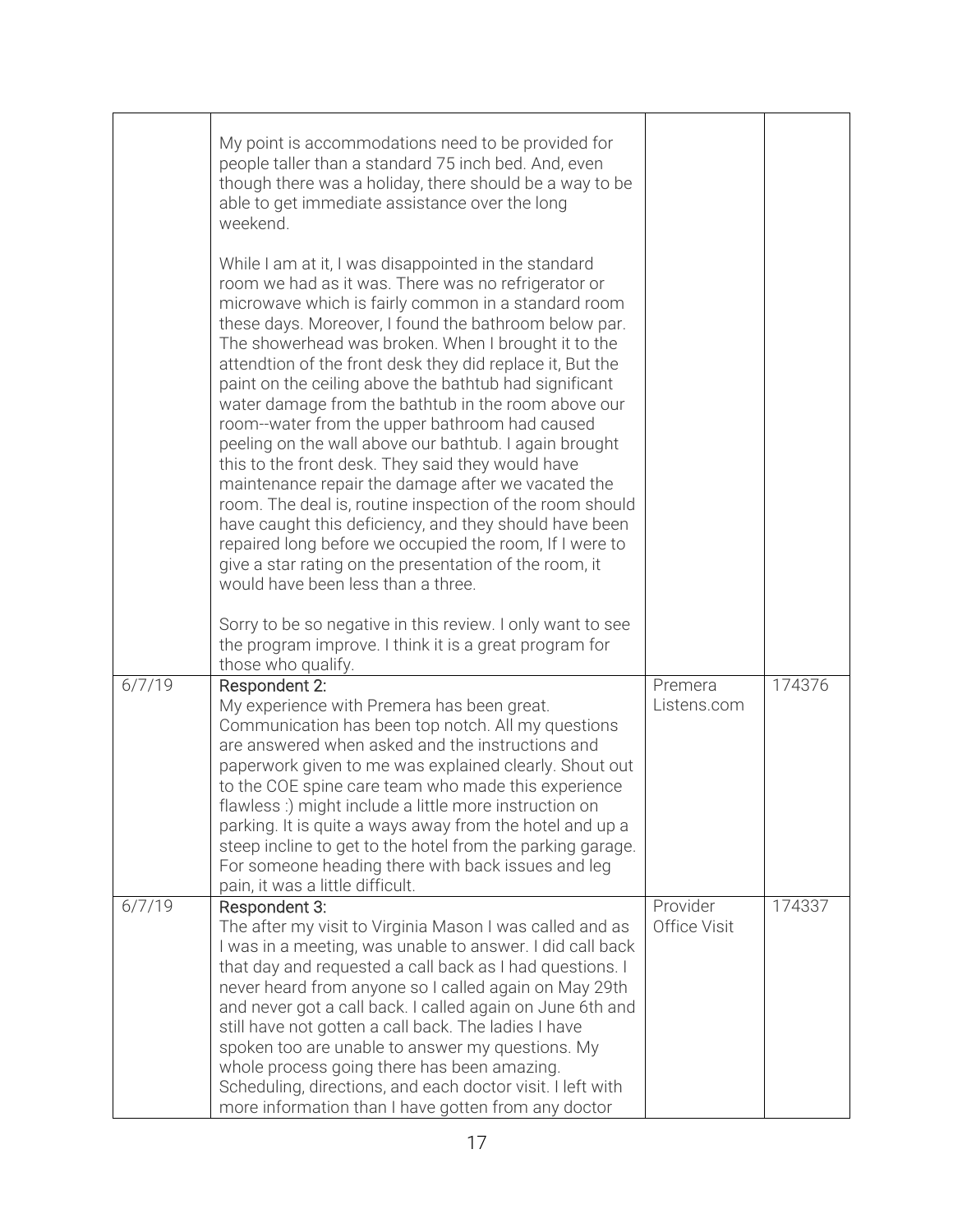| | | | |
|---|---|---|---|
| | My point is accommodations need to be provided for people taller than a standard 75 inch bed. And, even though there was a holiday, there should be a way to be able to get immediate assistance over the long weekend.<br><br>While I am at it, I was disappointed in the standard room we had as it was. There was no refrigerator or microwave which is fairly common in a standard room these days. Moreover, I found the bathroom below par. The showerhead was broken. When I brought it to the attendtion of the front desk they did replace it, But the paint on the ceiling above the bathtub had significant water damage from the bathtub in the room above our room--water from the upper bathroom had caused peeling on the wall above our bathtub. I again brought this to the front desk. They said they would have maintenance repair the damage after we vacated the room. The deal is, routine inspection of the room should have caught this deficiency, and they should have been repaired long before we occupied the room, If I were to give a star rating on the presentation of the room, it would have been less than a three.<br><br>Sorry to be so negative in this review. I only want to see the program improve. I think it is a great program for those who qualify. | | |
| 6/7/19 | **Respondent 2:**<br>My experience with Premera has been great. Communication has been top notch. All my questions are answered when asked and the instructions and paperwork given to me was explained clearly. Shout out to the COE spine care team who made this experience flawless :) might include a little more instruction on parking. It is quite a ways away from the hotel and up a steep incline to get to the hotel from the parking garage. For someone heading there with back issues and leg pain, it was a little difficult. | Premera Listens.com | 174376 |
| 6/7/19 | **Respondent 3:**<br>The after my visit to Virginia Mason I was called and as I was in a meeting, was unable to answer. I did call back that day and requested a call back as I had questions. I never heard from anyone so I called again on May 29th and never got a call back. I called again on June 6th and still have not gotten a call back. The ladies I have spoken too are unable to answer my questions. My whole process going there has been amazing. Scheduling, directions, and each doctor visit. I left with more information than I have gotten from any doctor | Provider Office Visit | 174337 |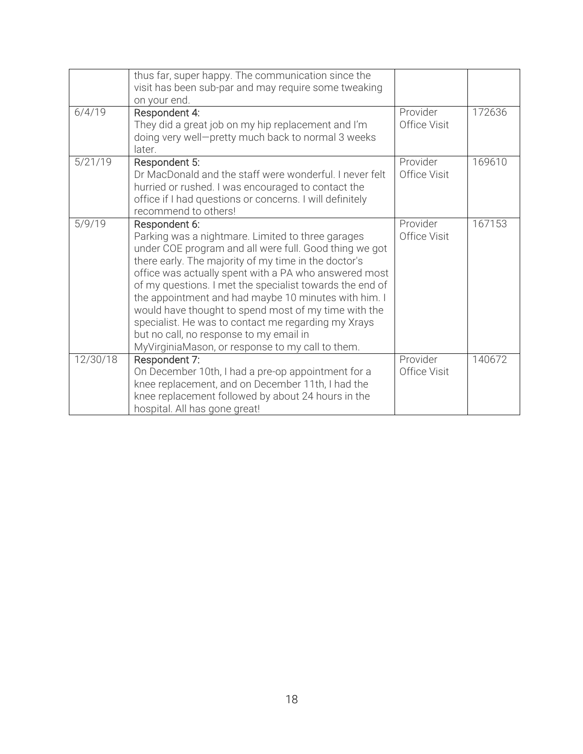|  |  |  |  |
|---|---|---|---|
|  | thus far, super happy. The communication since the visit has been sub-par and may require some tweaking on your end. |  |  |
| 6/4/19 | Respondent 4: They did a great job on my hip replacement and I'm doing very well—pretty much back to normal 3 weeks later. | Provider Office Visit | 172636 |
| 5/21/19 | Respondent 5: Dr MacDonald and the staff were wonderful. I never felt hurried or rushed. I was encouraged to contact the office if I had questions or concerns. I will definitely recommend to others! | Provider Office Visit | 169610 |
| 5/9/19 | Respondent 6: Parking was a nightmare. Limited to three garages under COE program and all were full. Good thing we got there early. The majority of my time in the doctor's office was actually spent with a PA who answered most of my questions. I met the specialist towards the end of the appointment and had maybe 10 minutes with him. I would have thought to spend most of my time with the specialist. He was to contact me regarding my Xrays but no call, no response to my email in MyVirginiaMason, or response to my call to them. | Provider Office Visit | 167153 |
| 12/30/18 | Respondent 7: On December 10th, I had a pre-op appointment for a knee replacement, and on December 11th, I had the knee replacement followed by about 24 hours in the hospital. All has gone great! | Provider Office Visit | 140672 |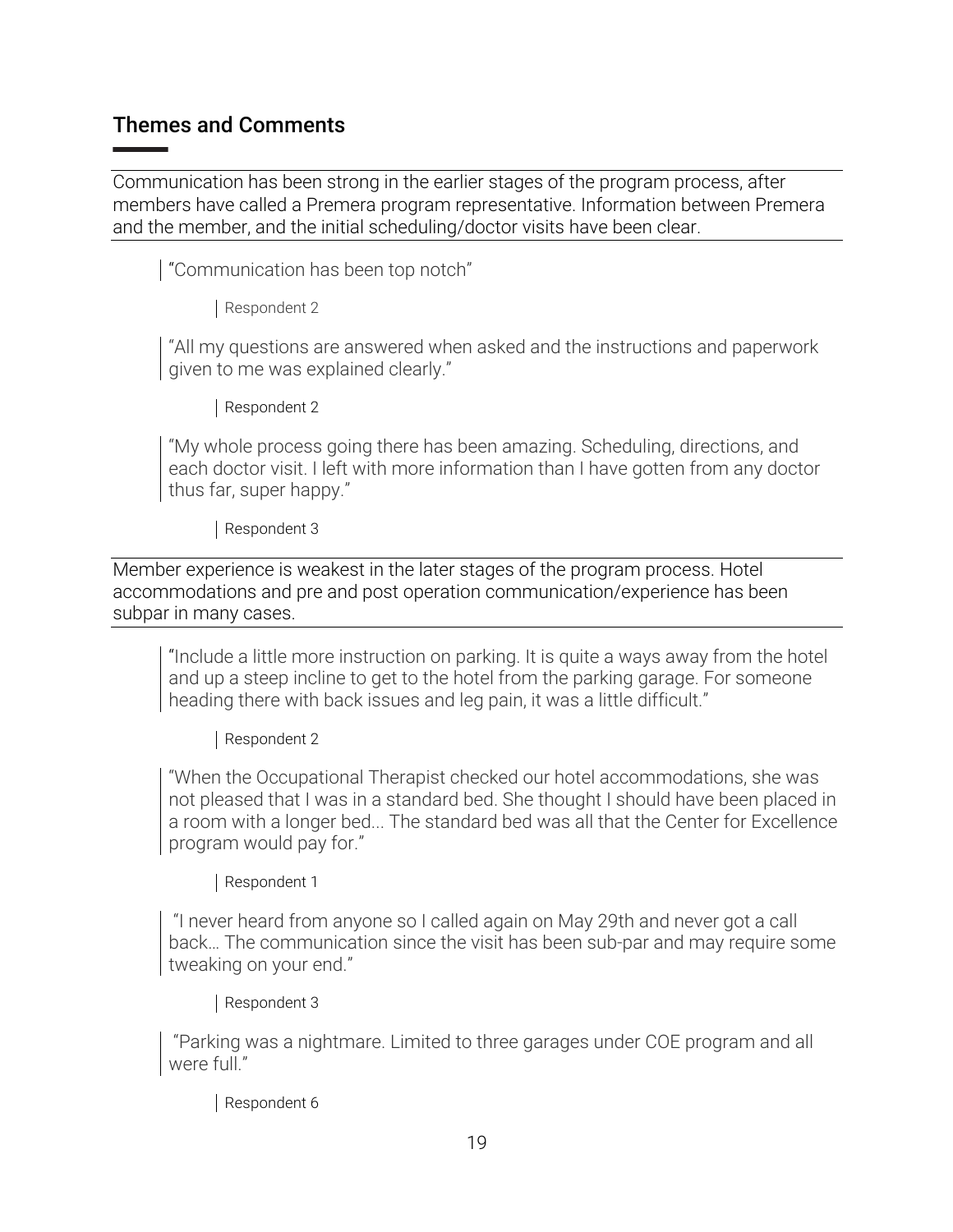## Themes and Comments

Communication has been strong in the earlier stages of the program process, after members have called a Premera program representative. Information between Premera and the member, and the initial scheduling/doctor visits have been clear.

> "Communication has been top notch"
>
> Respondent 2

> "All my questions are answered when asked and the instructions and paperwork given to me was explained clearly."
>
> Respondent 2

> "My whole process going there has been amazing. Scheduling, directions, and each doctor visit. I left with more information than I have gotten from any doctor thus far, super happy."
>
> Respondent 3

Member experience is weakest in the later stages of the program process. Hotel accommodations and pre and post operation communication/experience has been subpar in many cases.

> "Include a little more instruction on parking. It is quite a ways away from the hotel and up a steep incline to get to the hotel from the parking garage. For someone heading there with back issues and leg pain, it was a little difficult."
>
> Respondent 2

> "When the Occupational Therapist checked our hotel accommodations, she was not pleased that I was in a standard bed. She thought I should have been placed in a room with a longer bed... The standard bed was all that the Center for Excellence program would pay for."
>
> Respondent 1

> "I never heard from anyone so I called again on May 29th and never got a call back… The communication since the visit has been sub-par and may require some tweaking on your end."
>
> Respondent 3

> "Parking was a nightmare. Limited to three garages under COE program and all were full."
>
> Respondent 6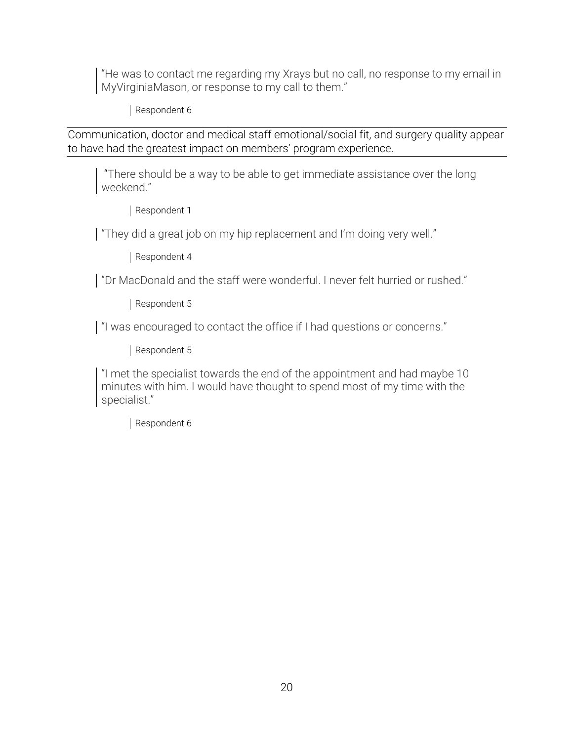> "He was to contact me regarding my Xrays but no call, no response to my email in MyVirginiaMason, or response to my call to them."
>
> Respondent 6

---

Communication, doctor and medical staff emotional/social fit, and surgery quality appear to have had the greatest impact on members' program experience.

---

> "There should be a way to be able to get immediate assistance over the long weekend."
>
> Respondent 1

> "They did a great job on my hip replacement and I'm doing very well."
>
> Respondent 4

> "Dr MacDonald and the staff were wonderful. I never felt hurried or rushed."
>
> Respondent 5

> "I was encouraged to contact the office if I had questions or concerns."
>
> Respondent 5

> "I met the specialist towards the end of the appointment and had maybe 10 minutes with him. I would have thought to spend most of my time with the specialist."
>
> Respondent 6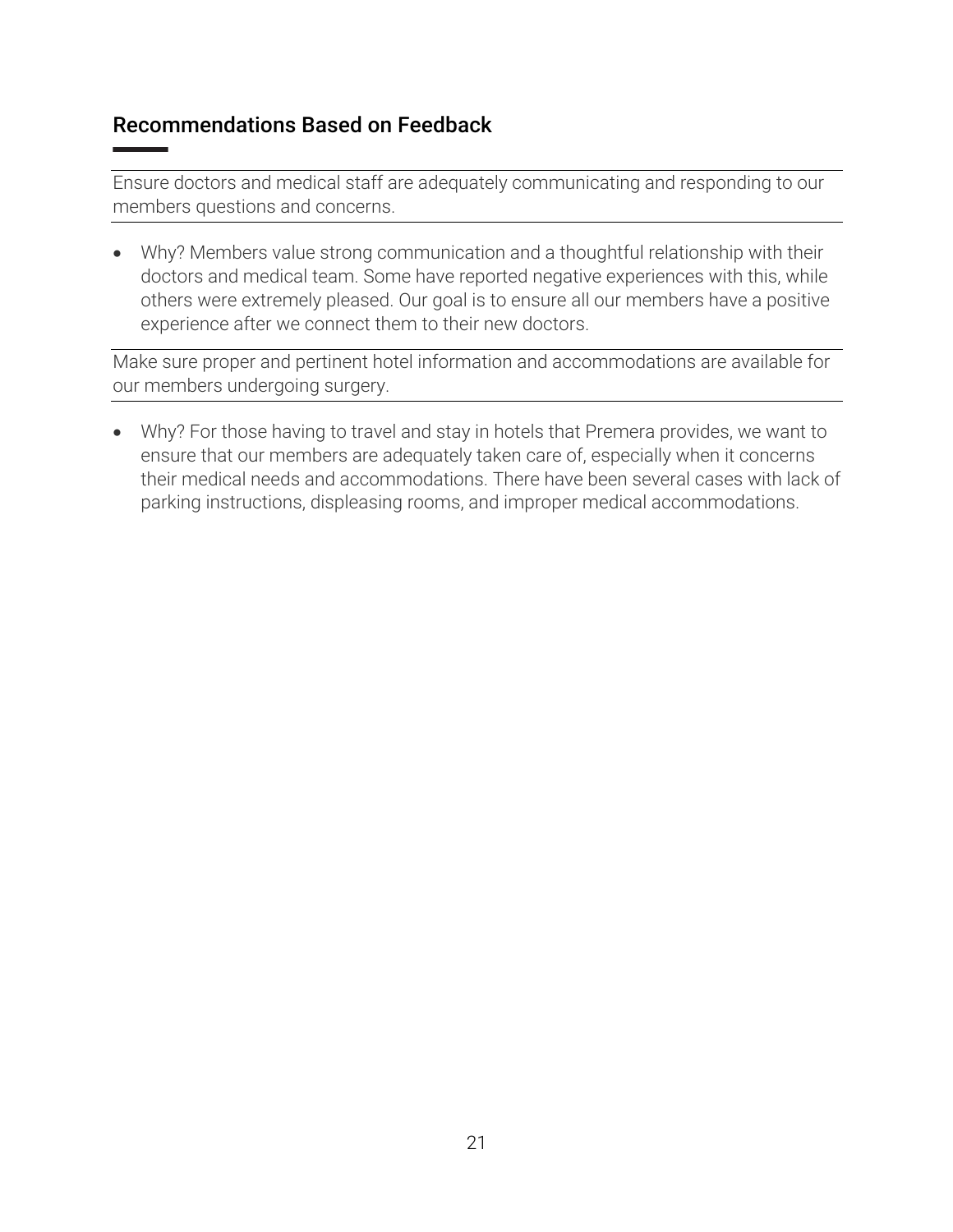## Recommendations Based on Feedback

Ensure doctors and medical staff are adequately communicating and responding to our members questions and concerns.

- Why? Members value strong communication and a thoughtful relationship with their doctors and medical team. Some have reported negative experiences with this, while others were extremely pleased. Our goal is to ensure all our members have a positive experience after we connect them to their new doctors.

Make sure proper and pertinent hotel information and accommodations are available for our members undergoing surgery.

- Why? For those having to travel and stay in hotels that Premera provides, we want to ensure that our members are adequately taken care of, especially when it concerns their medical needs and accommodations. There have been several cases with lack of parking instructions, displeasing rooms, and improper medical accommodations.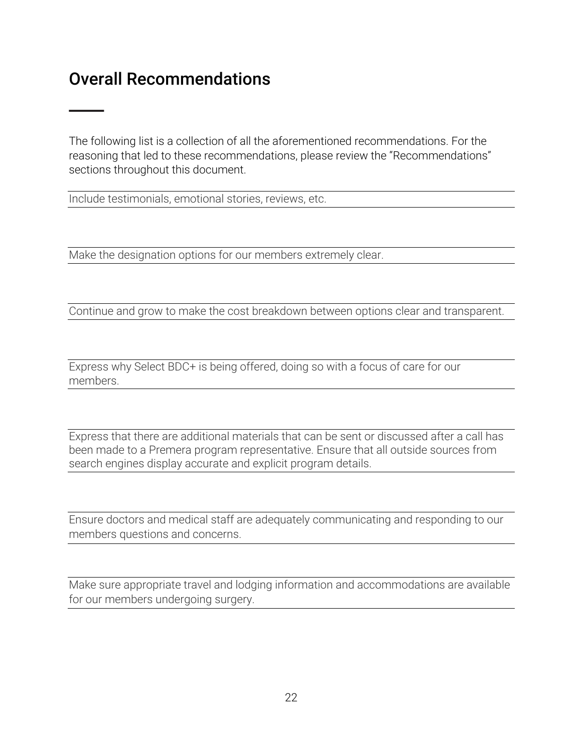## Overall Recommendations

The following list is a collection of all the aforementioned recommendations. For the reasoning that led to these recommendations, please review the "Recommendations" sections throughout this document.

Include testimonials, emotional stories, reviews, etc.

Make the designation options for our members extremely clear.

Continue and grow to make the cost breakdown between options clear and transparent.

Express why Select BDC+ is being offered, doing so with a focus of care for our members.

Express that there are additional materials that can be sent or discussed after a call has been made to a Premera program representative. Ensure that all outside sources from search engines display accurate and explicit program details.

Ensure doctors and medical staff are adequately communicating and responding to our members questions and concerns.

Make sure appropriate travel and lodging information and accommodations are available for our members undergoing surgery.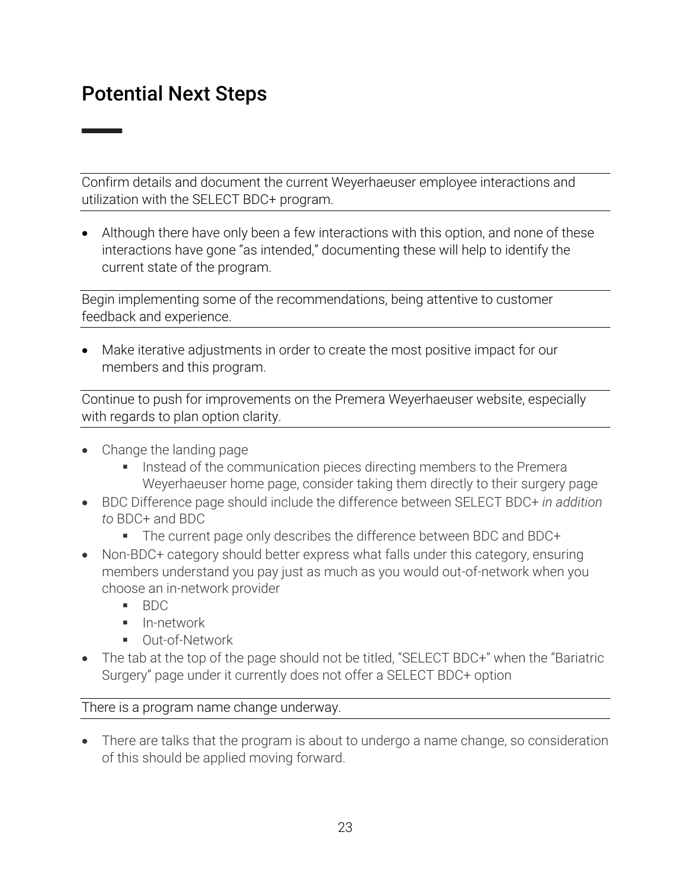## Potential Next Steps

Confirm details and document the current Weyerhaeuser employee interactions and utilization with the SELECT BDC+ program.

- Although there have only been a few interactions with this option, and none of these interactions have gone "as intended," documenting these will help to identify the current state of the program.

Begin implementing some of the recommendations, being attentive to customer feedback and experience.

- Make iterative adjustments in order to create the most positive impact for our members and this program.

Continue to push for improvements on the Premera Weyerhaeuser website, especially with regards to plan option clarity.

- Change the landing page
    - Instead of the communication pieces directing members to the Premera Weyerhaeuser home page, consider taking them directly to their surgery page
- BDC Difference page should include the difference between SELECT BDC+ *in addition to* BDC+ and BDC
    - The current page only describes the difference between BDC and BDC+
- Non-BDC+ category should better express what falls under this category, ensuring members understand you pay just as much as you would out-of-network when you choose an in-network provider
    - BDC
    - In-network
    - Out-of-Network
- The tab at the top of the page should not be titled, "SELECT BDC+" when the "Bariatric Surgery" page under it currently does not offer a SELECT BDC+ option

There is a program name change underway.

- There are talks that the program is about to undergo a name change, so consideration of this should be applied moving forward.